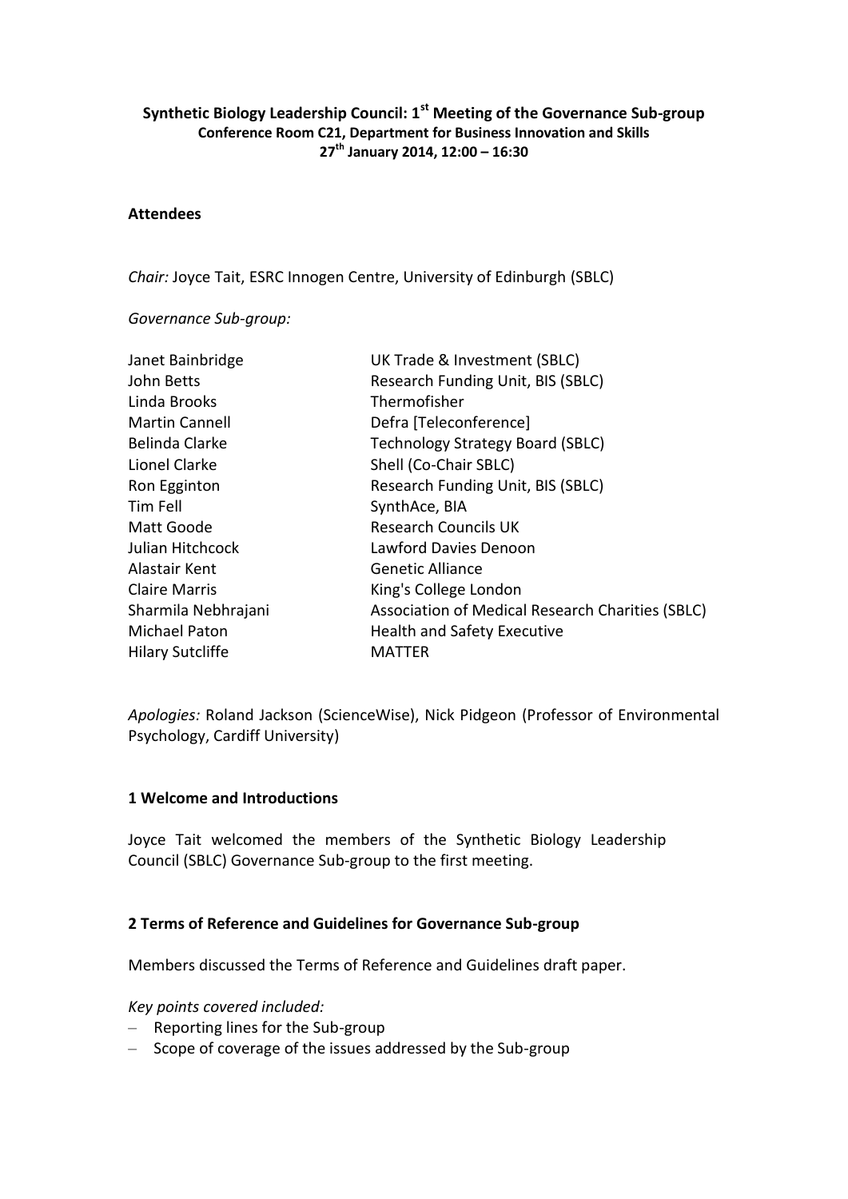**Synthetic Biology Leadership Council: 1st Meeting of the Governance Sub-group**
**Conference Room C21, Department for Business Innovation and Skills**
**27th January 2014, 12:00 – 16:30**

**Attendees**

*Chair:* Joyce Tait, ESRC Innogen Centre, University of Edinburgh (SBLC)

*Governance Sub-group:*

| | |
|---|---|
| Janet Bainbridge | UK Trade & Investment (SBLC) |
| John Betts | Research Funding Unit, BIS (SBLC) |
| Linda Brooks | Thermofisher |
| Martin Cannell | Defra [Teleconference] |
| Belinda Clarke | Technology Strategy Board (SBLC) |
| Lionel Clarke | Shell (Co-Chair SBLC) |
| Ron Egginton | Research Funding Unit, BIS (SBLC) |
| Tim Fell | SynthAce, BIA |
| Matt Goode | Research Councils UK |
| Julian Hitchcock | Lawford Davies Denoon |
| Alastair Kent | Genetic Alliance |
| Claire Marris | King's College London |
| Sharmila Nebhrajani | Association of Medical Research Charities (SBLC) |
| Michael Paton | Health and Safety Executive |
| Hilary Sutcliffe | MATTER |

*Apologies:* Roland Jackson (ScienceWise), Nick Pidgeon (Professor of Environmental Psychology, Cardiff University)

**1 Welcome and Introductions**

Joyce Tait welcomed the members of the Synthetic Biology Leadership Council (SBLC) Governance Sub-group to the first meeting.

**2 Terms of Reference and Guidelines for Governance Sub-group**

Members discussed the Terms of Reference and Guidelines draft paper.

*Key points covered included:*

- Reporting lines for the Sub-group
- Scope of coverage of the issues addressed by the Sub-group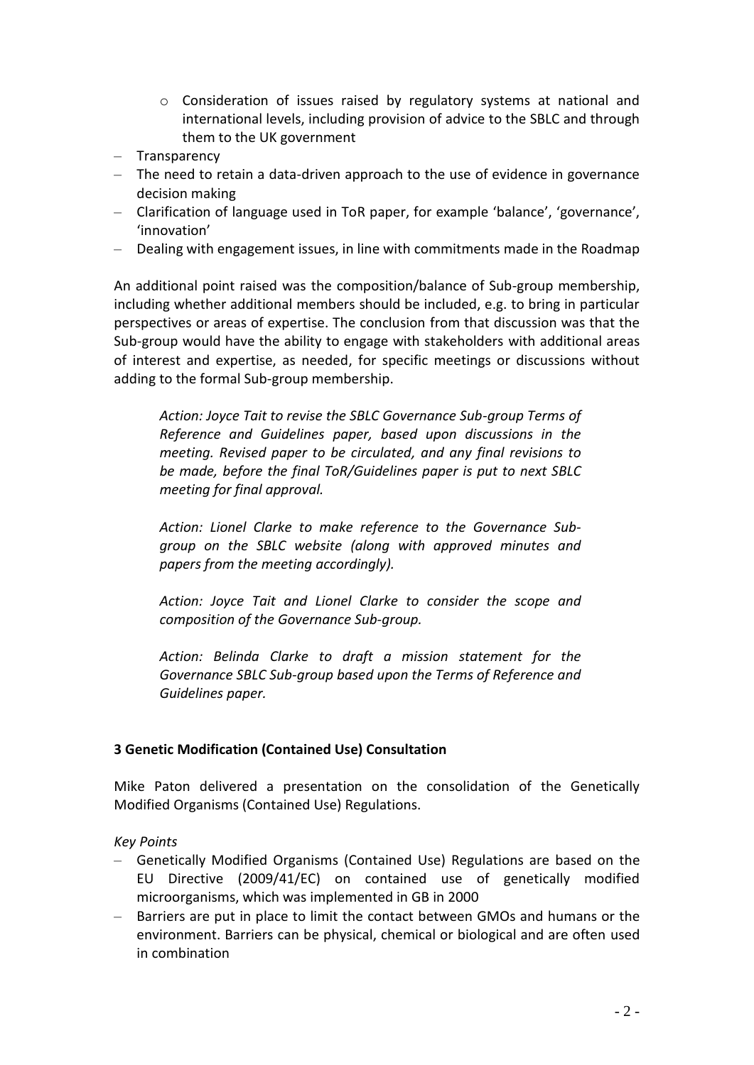- Consideration of issues raised by regulatory systems at national and international levels, including provision of advice to the SBLC and through them to the UK government
- Transparency
- The need to retain a data-driven approach to the use of evidence in governance decision making
- Clarification of language used in ToR paper, for example 'balance', 'governance', 'innovation'
- Dealing with engagement issues, in line with commitments made in the Roadmap

An additional point raised was the composition/balance of Sub-group membership, including whether additional members should be included, e.g. to bring in particular perspectives or areas of expertise. The conclusion from that discussion was that the Sub-group would have the ability to engage with stakeholders with additional areas of interest and expertise, as needed, for specific meetings or discussions without adding to the formal Sub-group membership.

> *Action: Joyce Tait to revise the SBLC Governance Sub-group Terms of Reference and Guidelines paper, based upon discussions in the meeting. Revised paper to be circulated, and any final revisions to be made, before the final ToR/Guidelines paper is put to next SBLC meeting for final approval.*
>
> *Action: Lionel Clarke to make reference to the Governance Sub-group on the SBLC website (along with approved minutes and papers from the meeting accordingly).*
>
> *Action: Joyce Tait and Lionel Clarke to consider the scope and composition of the Governance Sub-group.*
>
> *Action: Belinda Clarke to draft a mission statement for the Governance SBLC Sub-group based upon the Terms of Reference and Guidelines paper.*

**3 Genetic Modification (Contained Use) Consultation**

Mike Paton delivered a presentation on the consolidation of the Genetically Modified Organisms (Contained Use) Regulations.

*Key Points*

- Genetically Modified Organisms (Contained Use) Regulations are based on the EU Directive (2009/41/EC) on contained use of genetically modified microorganisms, which was implemented in GB in 2000
- Barriers are put in place to limit the contact between GMOs and humans or the environment. Barriers can be physical, chemical or biological and are often used in combination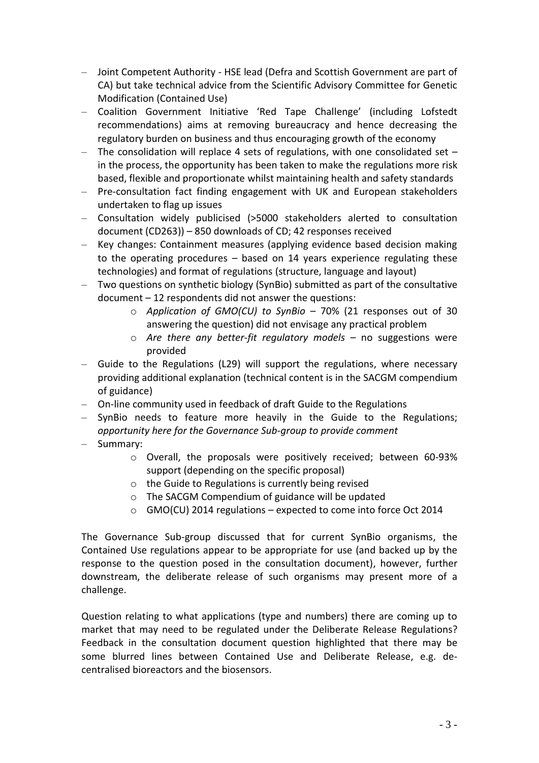- Joint Competent Authority - HSE lead (Defra and Scottish Government are part of CA) but take technical advice from the Scientific Advisory Committee for Genetic Modification (Contained Use)
- Coalition Government Initiative 'Red Tape Challenge' (including Lofstedt recommendations) aims at removing bureaucracy and hence decreasing the regulatory burden on business and thus encouraging growth of the economy
- The consolidation will replace 4 sets of regulations, with one consolidated set – in the process, the opportunity has been taken to make the regulations more risk based, flexible and proportionate whilst maintaining health and safety standards
- Pre-consultation fact finding engagement with UK and European stakeholders undertaken to flag up issues
- Consultation widely publicised (>5000 stakeholders alerted to consultation document (CD263)) – 850 downloads of CD; 42 responses received
- Key changes: Containment measures (applying evidence based decision making to the operating procedures – based on 14 years experience regulating these technologies) and format of regulations (structure, language and layout)
- Two questions on synthetic biology (SynBio) submitted as part of the consultative document – 12 respondents did not answer the questions:
  - *Application of GMO(CU) to SynBio* – 70% (21 responses out of 30 answering the question) did not envisage any practical problem
  - *Are there any better-fit regulatory models* – no suggestions were provided
- Guide to the Regulations (L29) will support the regulations, where necessary providing additional explanation (technical content is in the SACGM compendium of guidance)
- On-line community used in feedback of draft Guide to the Regulations
- SynBio needs to feature more heavily in the Guide to the Regulations; *opportunity here for the Governance Sub-group to provide comment*
- Summary:
  - Overall, the proposals were positively received; between 60-93% support (depending on the specific proposal)
  - the Guide to Regulations is currently being revised
  - The SACGM Compendium of guidance will be updated
  - GMO(CU) 2014 regulations – expected to come into force Oct 2014

The Governance Sub-group discussed that for current SynBio organisms, the Contained Use regulations appear to be appropriate for use (and backed up by the response to the question posed in the consultation document), however, further downstream, the deliberate release of such organisms may present more of a challenge.

Question relating to what applications (type and numbers) there are coming up to market that may need to be regulated under the Deliberate Release Regulations? Feedback in the consultation document question highlighted that there may be some blurred lines between Contained Use and Deliberate Release, e.g. de-centralised bioreactors and the biosensors.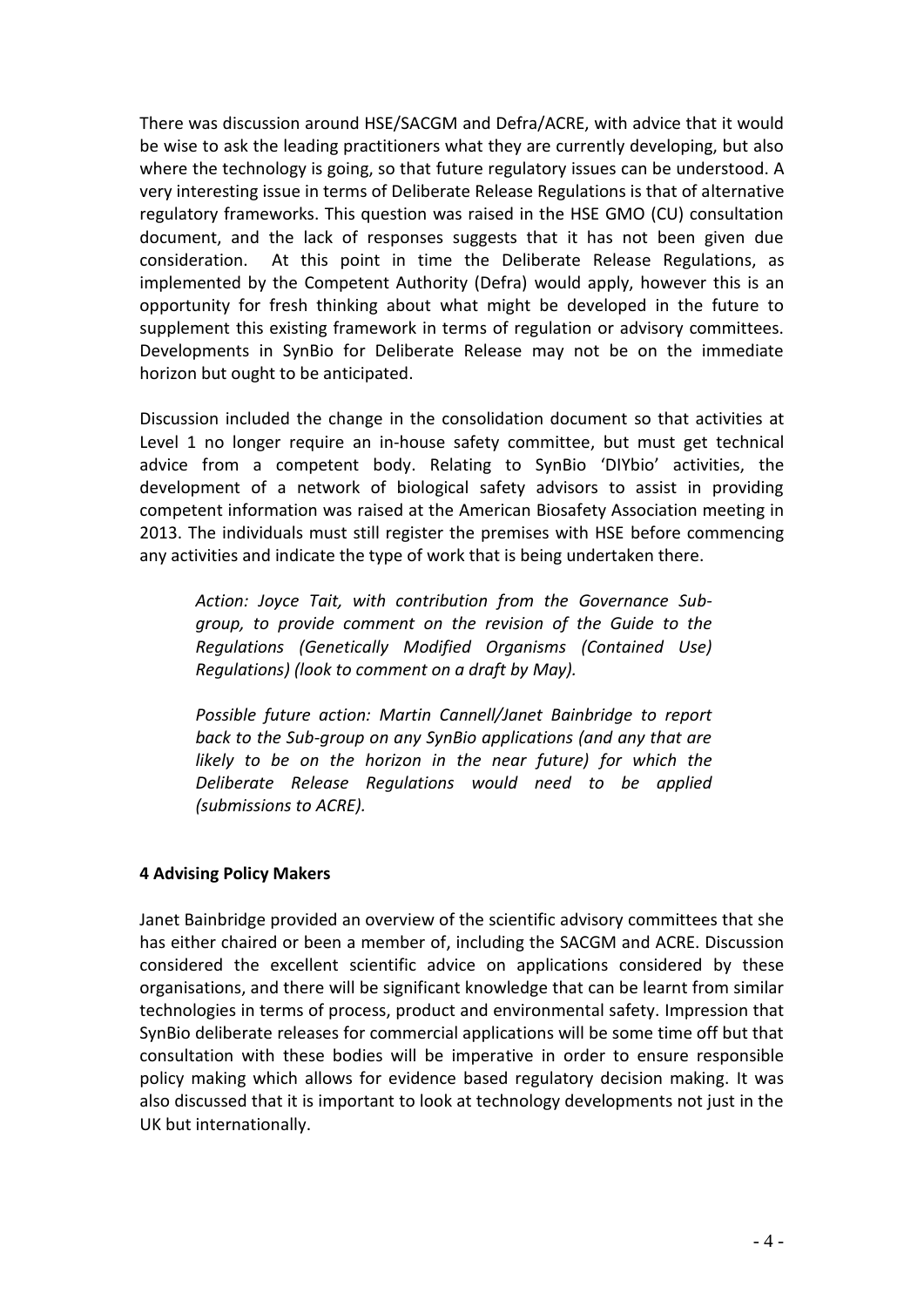There was discussion around HSE/SACGM and Defra/ACRE, with advice that it would be wise to ask the leading practitioners what they are currently developing, but also where the technology is going, so that future regulatory issues can be understood. A very interesting issue in terms of Deliberate Release Regulations is that of alternative regulatory frameworks. This question was raised in the HSE GMO (CU) consultation document, and the lack of responses suggests that it has not been given due consideration. At this point in time the Deliberate Release Regulations, as implemented by the Competent Authority (Defra) would apply, however this is an opportunity for fresh thinking about what might be developed in the future to supplement this existing framework in terms of regulation or advisory committees. Developments in SynBio for Deliberate Release may not be on the immediate horizon but ought to be anticipated.

Discussion included the change in the consolidation document so that activities at Level 1 no longer require an in-house safety committee, but must get technical advice from a competent body. Relating to SynBio 'DIYbio' activities, the development of a network of biological safety advisors to assist in providing competent information was raised at the American Biosafety Association meeting in 2013. The individuals must still register the premises with HSE before commencing any activities and indicate the type of work that is being undertaken there.

> *Action: Joyce Tait, with contribution from the Governance Sub-group, to provide comment on the revision of the Guide to the Regulations (Genetically Modified Organisms (Contained Use) Regulations) (look to comment on a draft by May).*
>
> *Possible future action: Martin Cannell/Janet Bainbridge to report back to the Sub-group on any SynBio applications (and any that are likely to be on the horizon in the near future) for which the Deliberate Release Regulations would need to be applied (submissions to ACRE).*

**4 Advising Policy Makers**

Janet Bainbridge provided an overview of the scientific advisory committees that she has either chaired or been a member of, including the SACGM and ACRE. Discussion considered the excellent scientific advice on applications considered by these organisations, and there will be significant knowledge that can be learnt from similar technologies in terms of process, product and environmental safety. Impression that SynBio deliberate releases for commercial applications will be some time off but that consultation with these bodies will be imperative in order to ensure responsible policy making which allows for evidence based regulatory decision making. It was also discussed that it is important to look at technology developments not just in the UK but internationally.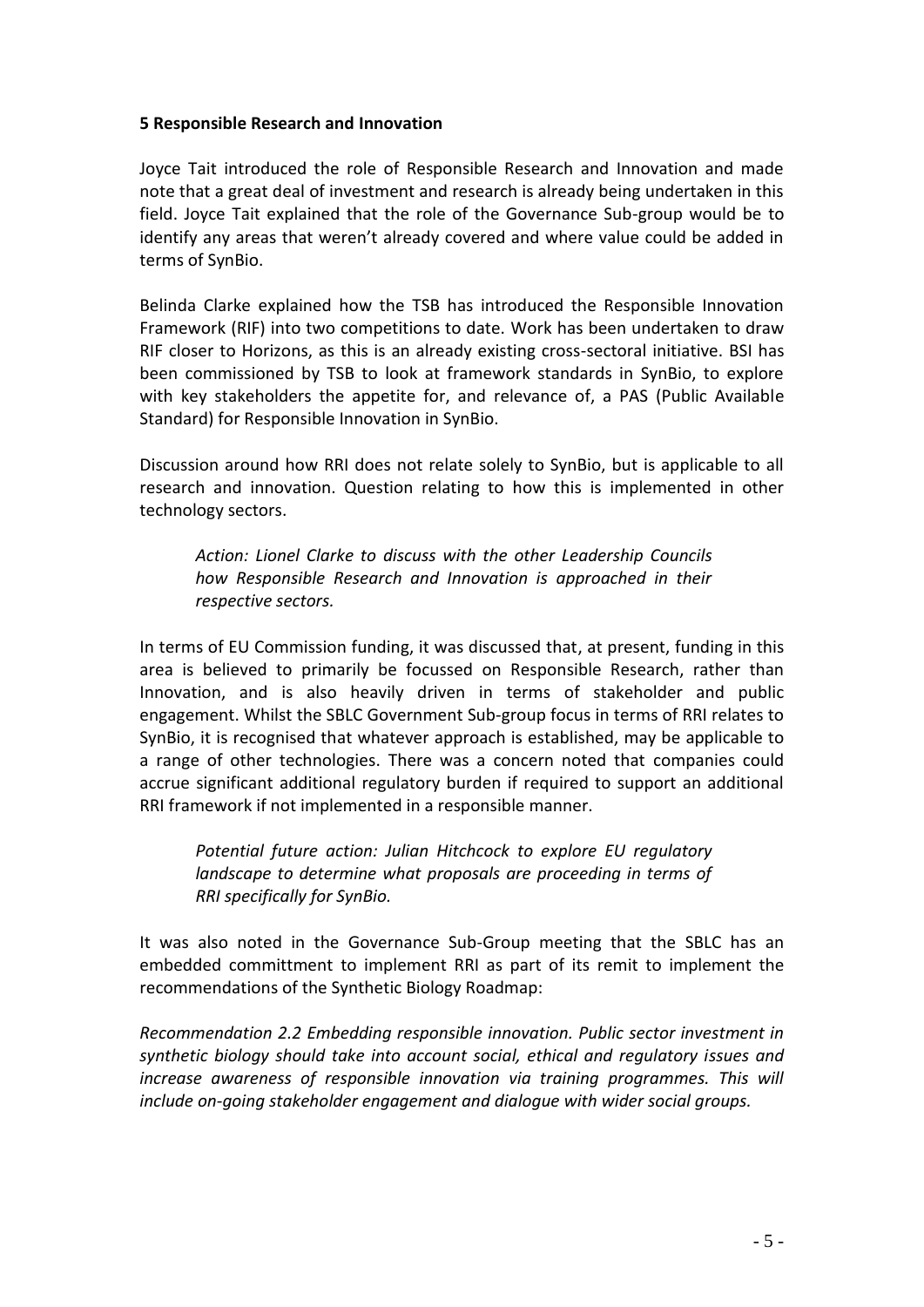**5 Responsible Research and Innovation**

Joyce Tait introduced the role of Responsible Research and Innovation and made note that a great deal of investment and research is already being undertaken in this field. Joyce Tait explained that the role of the Governance Sub-group would be to identify any areas that weren't already covered and where value could be added in terms of SynBio.

Belinda Clarke explained how the TSB has introduced the Responsible Innovation Framework (RIF) into two competitions to date. Work has been undertaken to draw RIF closer to Horizons, as this is an already existing cross-sectoral initiative. BSI has been commissioned by TSB to look at framework standards in SynBio, to explore with key stakeholders the appetite for, and relevance of, a PAS (Public Available Standard) for Responsible Innovation in SynBio.

Discussion around how RRI does not relate solely to SynBio, but is applicable to all research and innovation. Question relating to how this is implemented in other technology sectors.

> *Action: Lionel Clarke to discuss with the other Leadership Councils how Responsible Research and Innovation is approached in their respective sectors.*

In terms of EU Commission funding, it was discussed that, at present, funding in this area is believed to primarily be focussed on Responsible Research, rather than Innovation, and is also heavily driven in terms of stakeholder and public engagement. Whilst the SBLC Government Sub-group focus in terms of RRI relates to SynBio, it is recognised that whatever approach is established, may be applicable to a range of other technologies. There was a concern noted that companies could accrue significant additional regulatory burden if required to support an additional RRI framework if not implemented in a responsible manner.

> *Potential future action: Julian Hitchcock to explore EU regulatory landscape to determine what proposals are proceeding in terms of RRI specifically for SynBio.*

It was also noted in the Governance Sub-Group meeting that the SBLC has an embedded committment to implement RRI as part of its remit to implement the recommendations of the Synthetic Biology Roadmap:

*Recommendation 2.2 Embedding responsible innovation. Public sector investment in synthetic biology should take into account social, ethical and regulatory issues and increase awareness of responsible innovation via training programmes. This will include on-going stakeholder engagement and dialogue with wider social groups.*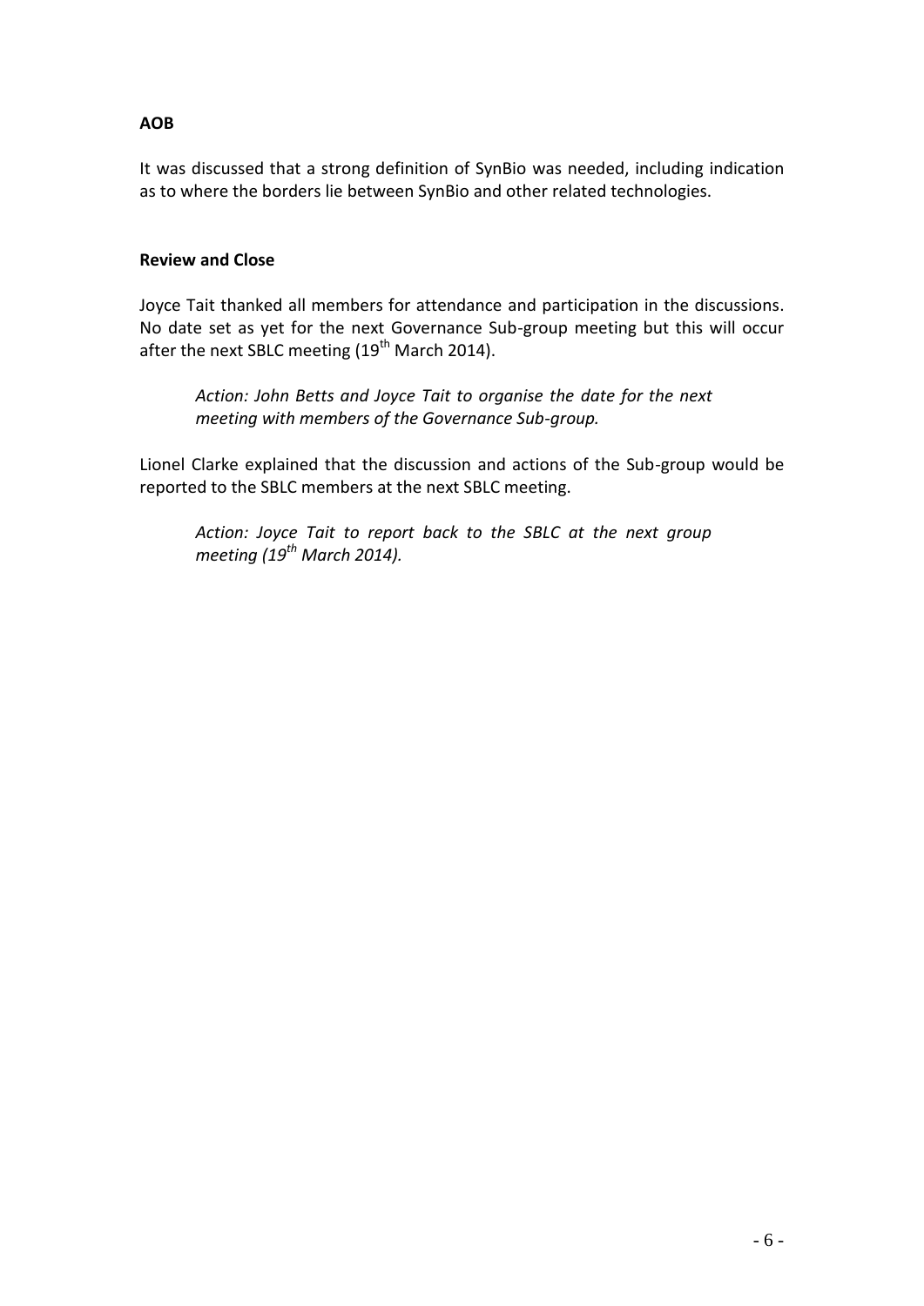**AOB**

It was discussed that a strong definition of SynBio was needed, including indication as to where the borders lie between SynBio and other related technologies.

**Review and Close**

Joyce Tait thanked all members for attendance and participation in the discussions. No date set as yet for the next Governance Sub-group meeting but this will occur after the next SBLC meeting (19th March 2014).

> *Action: John Betts and Joyce Tait to organise the date for the next meeting with members of the Governance Sub-group.*

Lionel Clarke explained that the discussion and actions of the Sub-group would be reported to the SBLC members at the next SBLC meeting.

> *Action: Joyce Tait to report back to the SBLC at the next group meeting (19th March 2014).*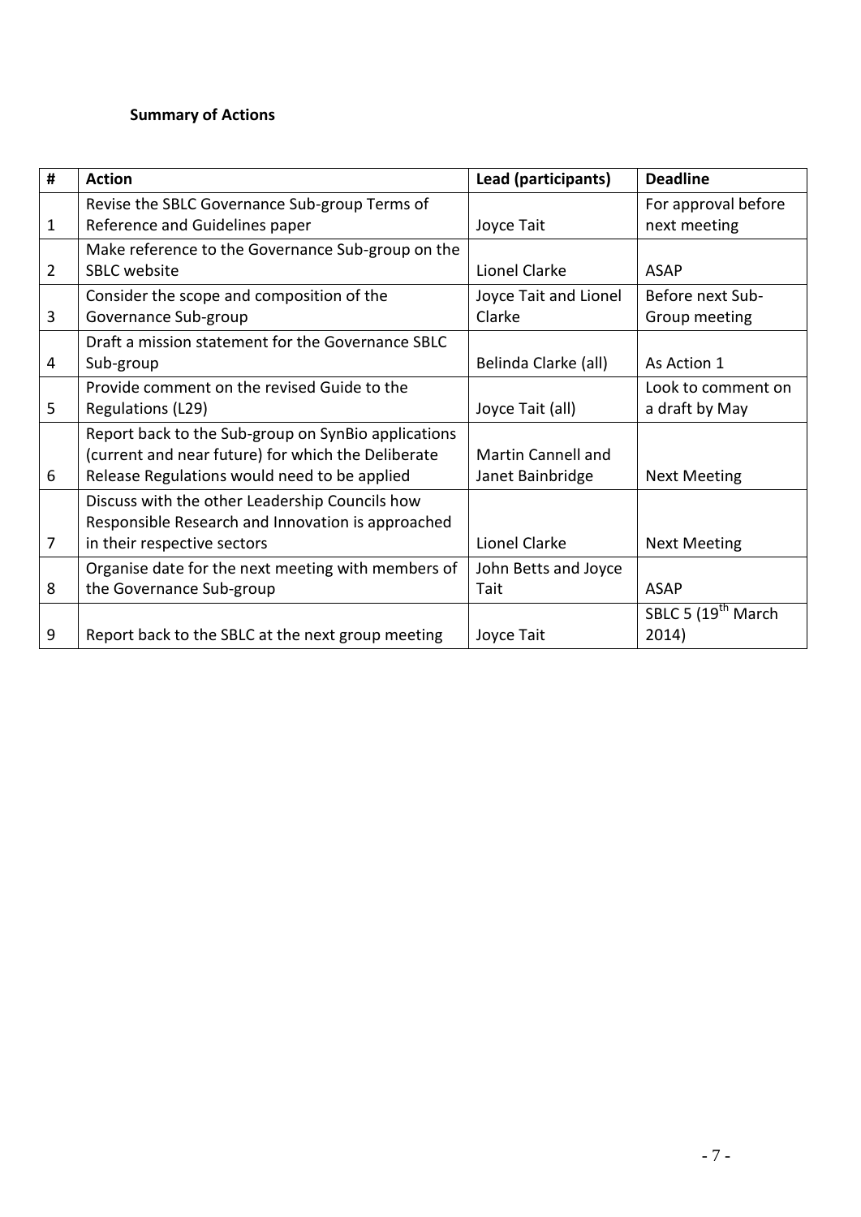**Summary of Actions**

| # | Action | Lead (participants) | Deadline |
|---|---|---|---|
| 1 | Revise the SBLC Governance Sub-group Terms of Reference and Guidelines paper | Joyce Tait | For approval before next meeting |
| 2 | Make reference to the Governance Sub-group on the SBLC website | Lionel Clarke | ASAP |
| 3 | Consider the scope and composition of the Governance Sub-group | Joyce Tait and Lionel Clarke | Before next Sub-Group meeting |
| 4 | Draft a mission statement for the Governance SBLC Sub-group | Belinda Clarke (all) | As Action 1 |
| 5 | Provide comment on the revised Guide to the Regulations (L29) | Joyce Tait (all) | Look to comment on a draft by May |
| 6 | Report back to the Sub-group on SynBio applications (current and near future) for which the Deliberate Release Regulations would need to be applied | Martin Cannell and Janet Bainbridge | Next Meeting |
| 7 | Discuss with the other Leadership Councils how Responsible Research and Innovation is approached in their respective sectors | Lionel Clarke | Next Meeting |
| 8 | Organise date for the next meeting with members of the Governance Sub-group | John Betts and Joyce Tait | ASAP |
| 9 | Report back to the SBLC at the next group meeting | Joyce Tait | SBLC 5 (19th March 2014) |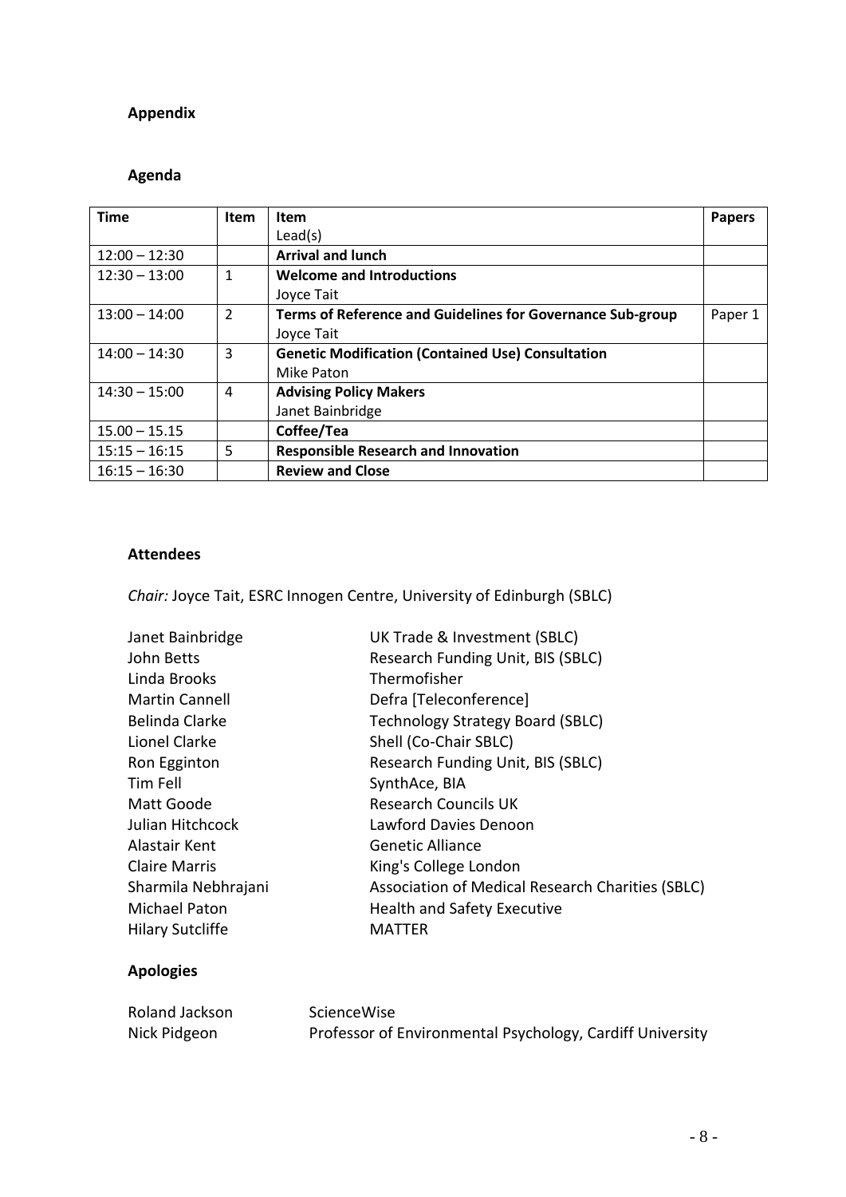## Appendix

### Agenda

| Time | Item | Item<br>Lead(s) | Papers |
|---|---|---|---|
| 12:00 – 12:30 | | **Arrival and lunch** | |
| 12:30 – 13:00 | 1 | **Welcome and Introductions**<br>Joyce Tait | |
| 13:00 – 14:00 | 2 | **Terms of Reference and Guidelines for Governance Sub-group**<br>Joyce Tait | Paper 1 |
| 14:00 – 14:30 | 3 | **Genetic Modification (Contained Use) Consultation**<br>Mike Paton | |
| 14:30 – 15:00 | 4 | **Advising Policy Makers**<br>Janet Bainbridge | |
| 15.00 – 15.15 | | **Coffee/Tea** | |
| 15:15 – 16:15 | 5 | **Responsible Research and Innovation** | |
| 16:15 – 16:30 | | **Review and Close** | |

### Attendees

*Chair:* Joyce Tait, ESRC Innogen Centre, University of Edinburgh (SBLC)

| | |
|---|---|
| Janet Bainbridge | UK Trade & Investment (SBLC) |
| John Betts | Research Funding Unit, BIS (SBLC) |
| Linda Brooks | Thermofisher |
| Martin Cannell | Defra [Teleconference] |
| Belinda Clarke | Technology Strategy Board (SBLC) |
| Lionel Clarke | Shell (Co-Chair SBLC) |
| Ron Egginton | Research Funding Unit, BIS (SBLC) |
| Tim Fell | SynthAce, BIA |
| Matt Goode | Research Councils UK |
| Julian Hitchcock | Lawford Davies Denoon |
| Alastair Kent | Genetic Alliance |
| Claire Marris | King's College London |
| Sharmila Nebhrajani | Association of Medical Research Charities (SBLC) |
| Michael Paton | Health and Safety Executive |
| Hilary Sutcliffe | MATTER |

### Apologies

| | |
|---|---|
| Roland Jackson | ScienceWise |
| Nick Pidgeon | Professor of Environmental Psychology, Cardiff University |